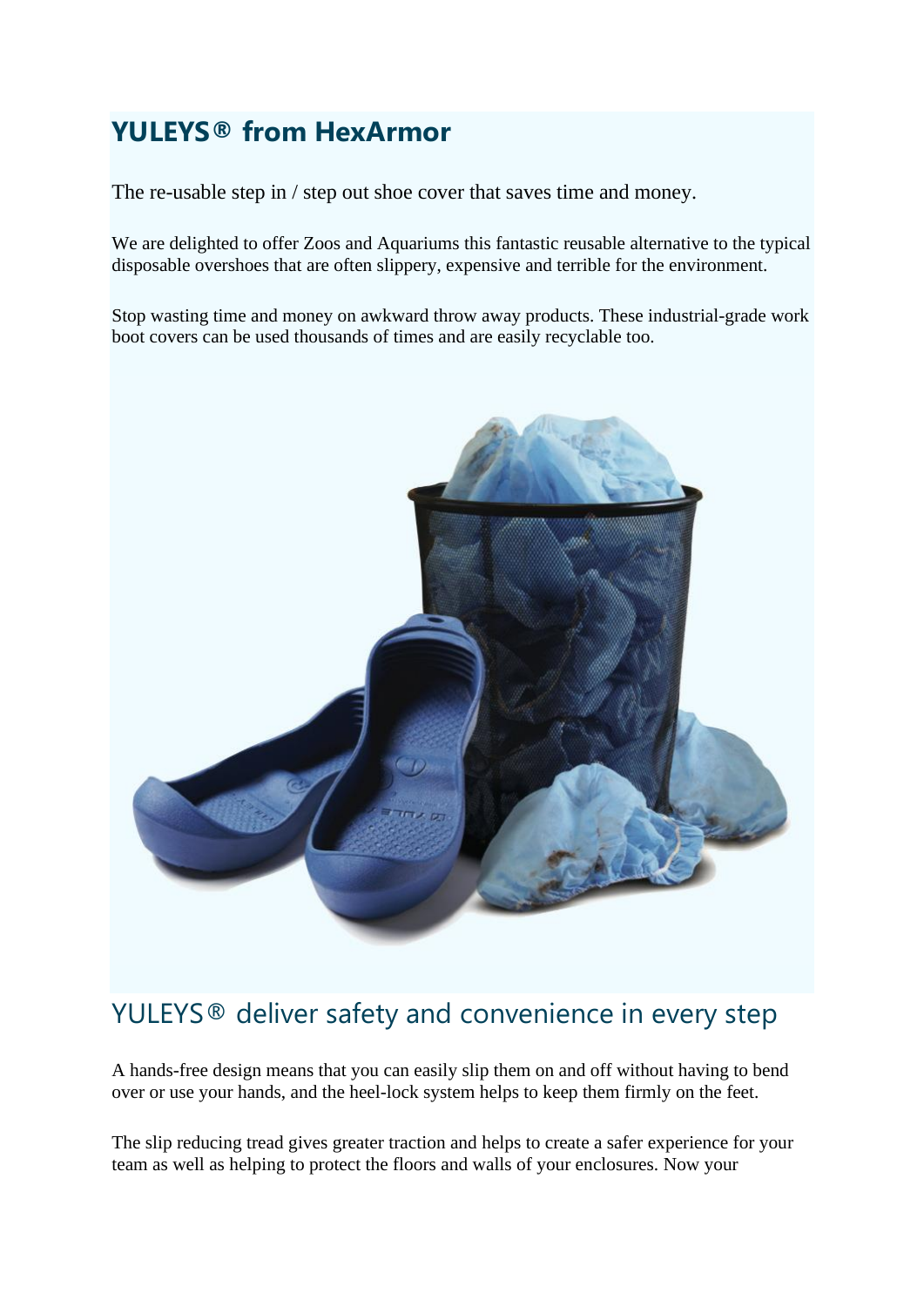# YULEYS® from HexArmor

The re-usable step in / step out shoe cover that saves time and money.

We are delighted to offer Zoos and Aquariums this fantastic reusable alternative to the typical disposable overshoes that are often slippery, expensive and terrible for the environment.

Stop wasting time and money on awkward throw away products. These industrial-grade work boot covers can be used thousands of times and are easily recyclable too.

## YULEYS® deliver safety and convenience in every step

A hands-free design means that you can easily slip them on and off without having to bend over or use your hands, and the heel-lock system helps to keep them firmly on the feet.

The slip reducing tread gives greater traction and helps to create a safer experience for your team as well as helping to protect the floors and walls of your enclosures. Now your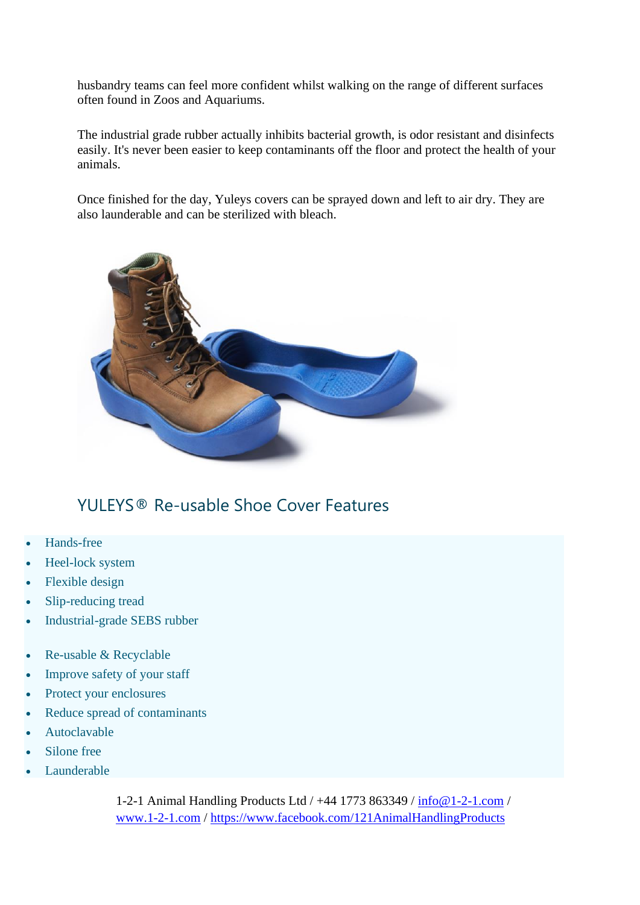husbandry teams can feel more confident whilst walking on the range of different surfaces often found in Zoos and Aquariums.

The industrial grade rubber actually inhibits bacterial growth, is odor resistant and disinfects easily. It's never been easier to keep contaminants off the floor and protect the health of your animals.

Once finished for the day, Yuleys covers can be sprayed down and left to air dry. They are also launderable and can be sterilized with bleach.

## YULEYS® Re-usable Shoe Cover Features

- Hands-free
- Heel-lock system
- Flexible design
- Slip-reducing tread
- Industrial-grade SEBS rubber

- Re-usable & Recyclable
- Improve safety of your staff
- Protect your enclosures
- Reduce spread of contaminants
- Autoclavable
- Silone free
- Launderable

1-2-1 Animal Handling Products Ltd / +44 1773 863349 / info@1-2-1.com / www.1-2-1.com / https://www.facebook.com/121AnimalHandlingProducts